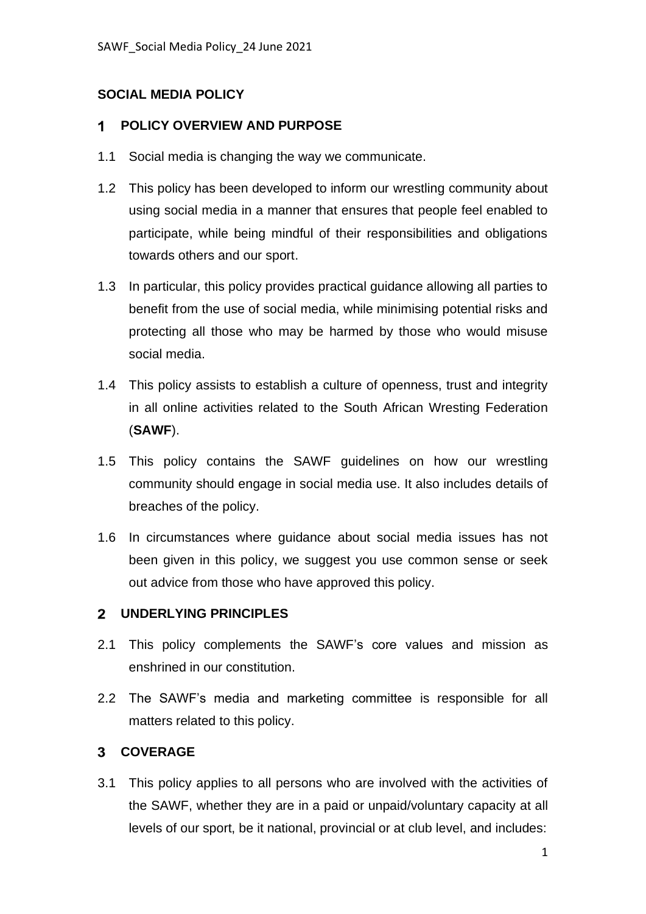# SOCIAL MEDIA POLICY

## 1 POLICY OVERVIEW AND PURPOSE

1.1 Social media is changing the way we communicate.

1.2 This policy has been developed to inform our wrestling community about using social media in a manner that ensures that people feel enabled to participate, while being mindful of their responsibilities and obligations towards others and our sport.

1.3 In particular, this policy provides practical guidance allowing all parties to benefit from the use of social media, while minimising potential risks and protecting all those who may be harmed by those who would misuse social media.

1.4 This policy assists to establish a culture of openness, trust and integrity in all online activities related to the South African Wresting Federation (**SAWF**).

1.5 This policy contains the SAWF guidelines on how our wrestling community should engage in social media use. It also includes details of breaches of the policy.

1.6 In circumstances where guidance about social media issues has not been given in this policy, we suggest you use common sense or seek out advice from those who have approved this policy.

## 2 UNDERLYING PRINCIPLES

2.1 This policy complements the SAWF's core values and mission as enshrined in our constitution.

2.2 The SAWF's media and marketing committee is responsible for all matters related to this policy.

## 3 COVERAGE

3.1 This policy applies to all persons who are involved with the activities of the SAWF, whether they are in a paid or unpaid/voluntary capacity at all levels of our sport, be it national, provincial or at club level, and includes: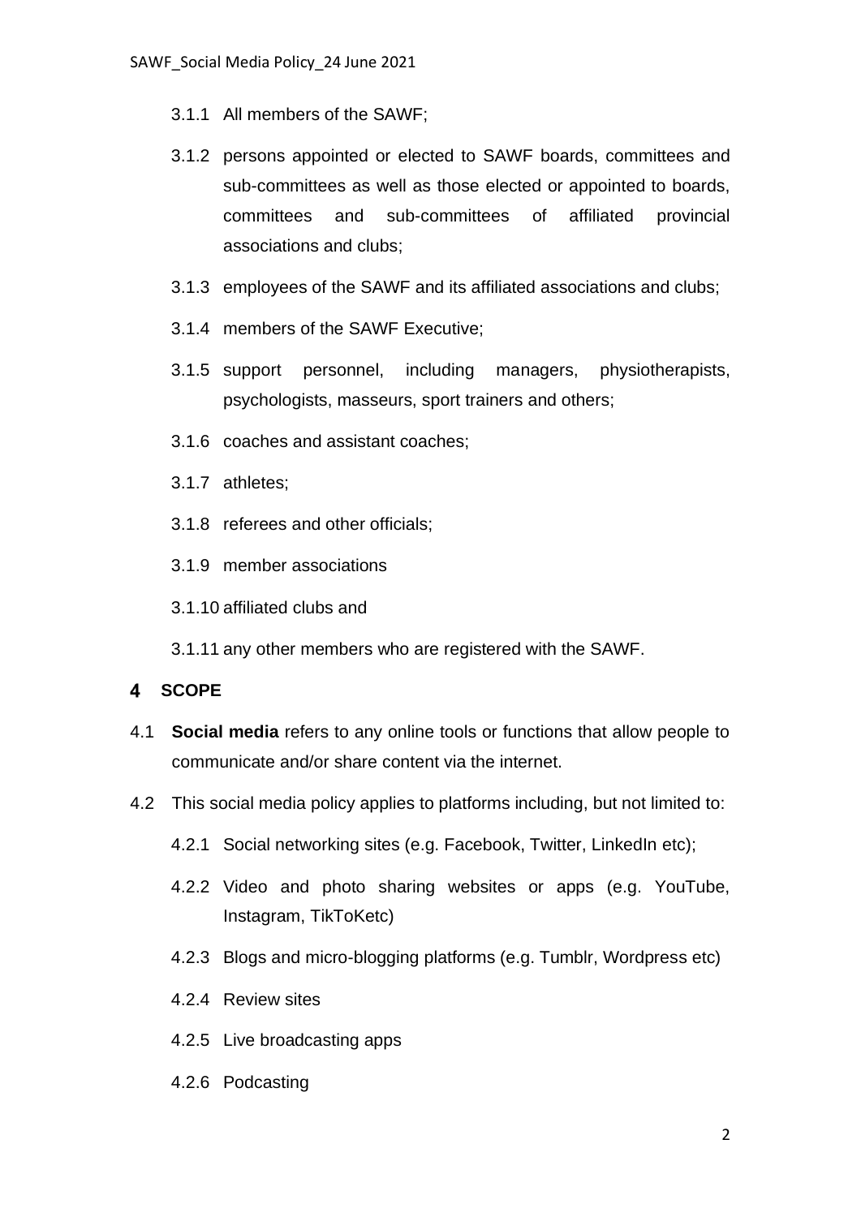3.1.1 All members of the SAWF;

3.1.2 persons appointed or elected to SAWF boards, committees and sub-committees as well as those elected or appointed to boards, committees and sub-committees of affiliated provincial associations and clubs;

3.1.3 employees of the SAWF and its affiliated associations and clubs;

3.1.4 members of the SAWF Executive;

3.1.5 support personnel, including managers, physiotherapists, psychologists, masseurs, sport trainers and others;

3.1.6 coaches and assistant coaches;

3.1.7 athletes;

3.1.8 referees and other officials;

3.1.9 member associations

3.1.10 affiliated clubs and

3.1.11 any other members who are registered with the SAWF.

## 4 SCOPE

4.1 **Social media** refers to any online tools or functions that allow people to communicate and/or share content via the internet.

4.2 This social media policy applies to platforms including, but not limited to:

4.2.1 Social networking sites (e.g. Facebook, Twitter, LinkedIn etc);

4.2.2 Video and photo sharing websites or apps (e.g. YouTube, Instagram, TikToKetc)

4.2.3 Blogs and micro-blogging platforms (e.g. Tumblr, Wordpress etc)

4.2.4 Review sites

4.2.5 Live broadcasting apps

4.2.6 Podcasting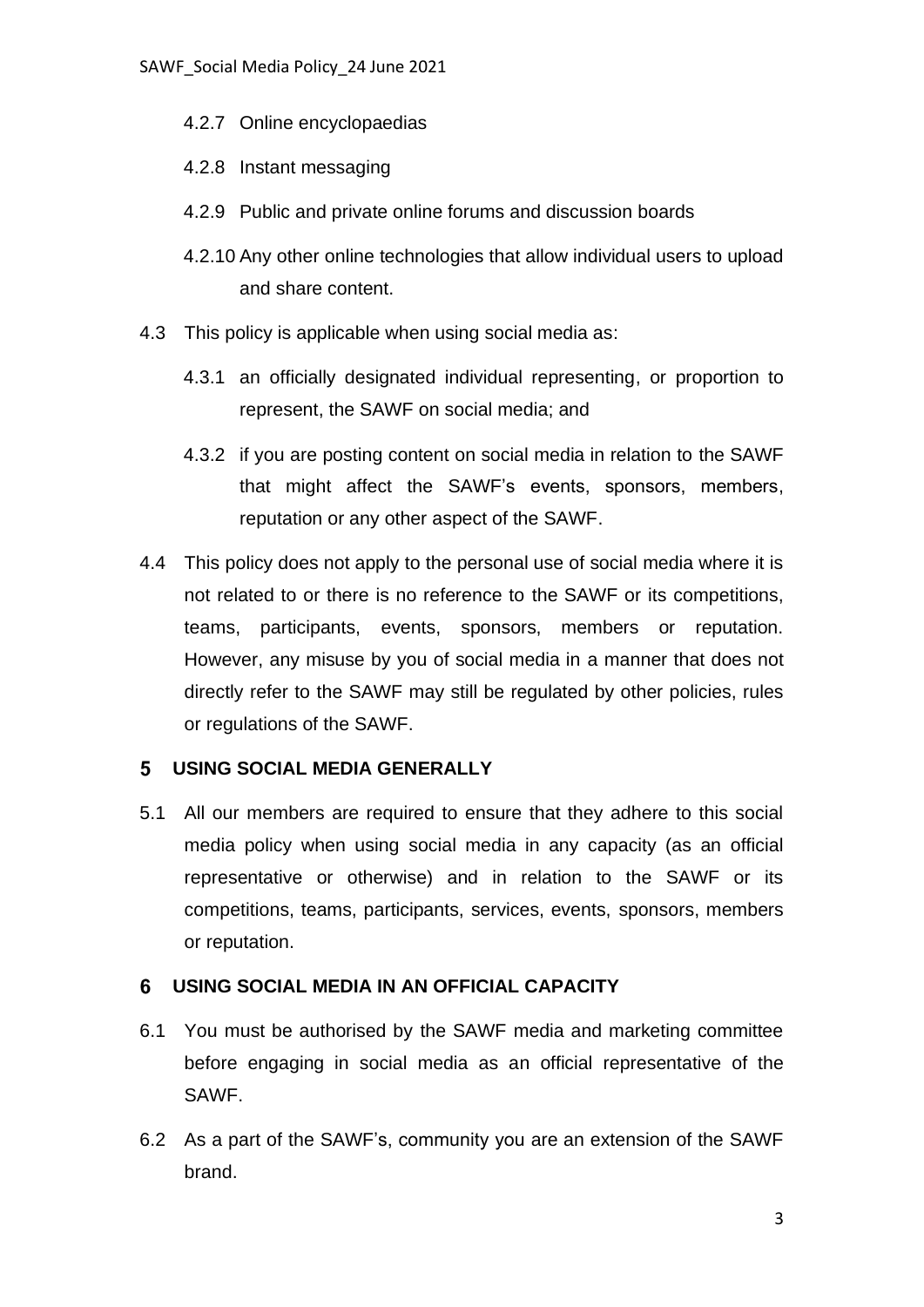4.2.7 Online encyclopaedias

4.2.8 Instant messaging

4.2.9 Public and private online forums and discussion boards

4.2.10 Any other online technologies that allow individual users to upload and share content.

4.3 This policy is applicable when using social media as:

4.3.1 an officially designated individual representing, or proportion to represent, the SAWF on social media; and

4.3.2 if you are posting content on social media in relation to the SAWF that might affect the SAWF's events, sponsors, members, reputation or any other aspect of the SAWF.

4.4 This policy does not apply to the personal use of social media where it is not related to or there is no reference to the SAWF or its competitions, teams, participants, events, sponsors, members or reputation. However, any misuse by you of social media in a manner that does not directly refer to the SAWF may still be regulated by other policies, rules or regulations of the SAWF.

## 5 USING SOCIAL MEDIA GENERALLY

5.1 All our members are required to ensure that they adhere to this social media policy when using social media in any capacity (as an official representative or otherwise) and in relation to the SAWF or its competitions, teams, participants, services, events, sponsors, members or reputation.

## 6 USING SOCIAL MEDIA IN AN OFFICIAL CAPACITY

6.1 You must be authorised by the SAWF media and marketing committee before engaging in social media as an official representative of the SAWF.

6.2 As a part of the SAWF's, community you are an extension of the SAWF brand.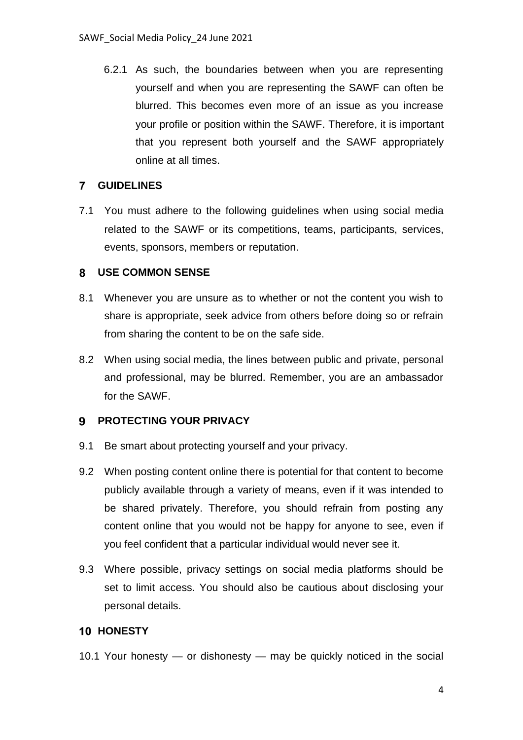6.2.1 As such, the boundaries between when you are representing yourself and when you are representing the SAWF can often be blurred. This becomes even more of an issue as you increase your profile or position within the SAWF. Therefore, it is important that you represent both yourself and the SAWF appropriately online at all times.

## 7 GUIDELINES

7.1 You must adhere to the following guidelines when using social media related to the SAWF or its competitions, teams, participants, services, events, sponsors, members or reputation.

## 8 USE COMMON SENSE

8.1 Whenever you are unsure as to whether or not the content you wish to share is appropriate, seek advice from others before doing so or refrain from sharing the content to be on the safe side.

8.2 When using social media, the lines between public and private, personal and professional, may be blurred. Remember, you are an ambassador for the SAWF.

## 9 PROTECTING YOUR PRIVACY

9.1 Be smart about protecting yourself and your privacy.

9.2 When posting content online there is potential for that content to become publicly available through a variety of means, even if it was intended to be shared privately. Therefore, you should refrain from posting any content online that you would not be happy for anyone to see, even if you feel confident that a particular individual would never see it.

9.3 Where possible, privacy settings on social media platforms should be set to limit access. You should also be cautious about disclosing your personal details.

## 10 HONESTY

10.1 Your honesty — or dishonesty — may be quickly noticed in the social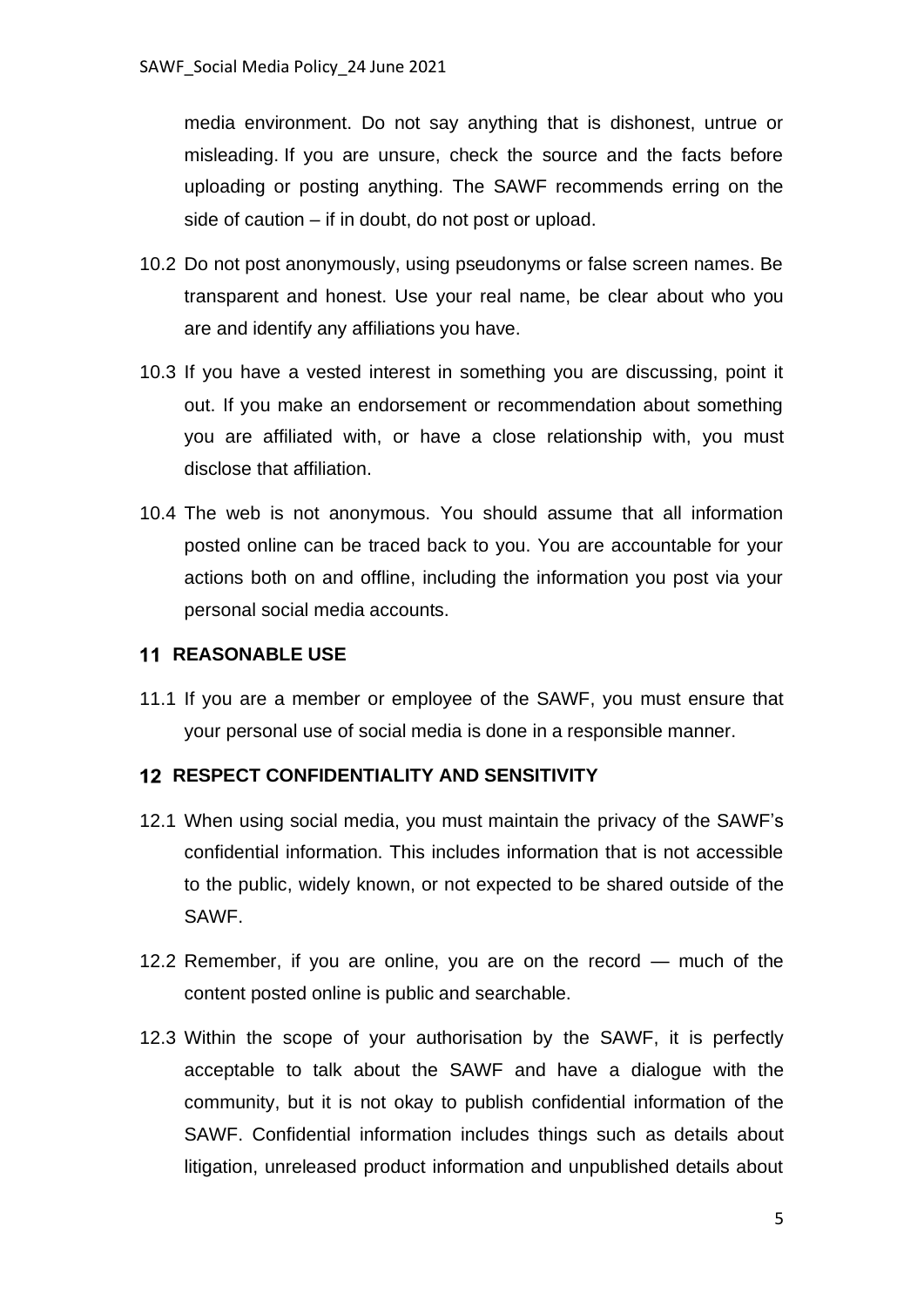media environment. Do not say anything that is dishonest, untrue or misleading. If you are unsure, check the source and the facts before uploading or posting anything. The SAWF recommends erring on the side of caution – if in doubt, do not post or upload.

10.2 Do not post anonymously, using pseudonyms or false screen names. Be transparent and honest. Use your real name, be clear about who you are and identify any affiliations you have.

10.3 If you have a vested interest in something you are discussing, point it out. If you make an endorsement or recommendation about something you are affiliated with, or have a close relationship with, you must disclose that affiliation.

10.4 The web is not anonymous. You should assume that all information posted online can be traced back to you. You are accountable for your actions both on and offline, including the information you post via your personal social media accounts.

## 11 REASONABLE USE

11.1 If you are a member or employee of the SAWF, you must ensure that your personal use of social media is done in a responsible manner.

## 12 RESPECT CONFIDENTIALITY AND SENSITIVITY

12.1 When using social media, you must maintain the privacy of the SAWF's confidential information. This includes information that is not accessible to the public, widely known, or not expected to be shared outside of the SAWF.

12.2 Remember, if you are online, you are on the record — much of the content posted online is public and searchable.

12.3 Within the scope of your authorisation by the SAWF, it is perfectly acceptable to talk about the SAWF and have a dialogue with the community, but it is not okay to publish confidential information of the SAWF. Confidential information includes things such as details about litigation, unreleased product information and unpublished details about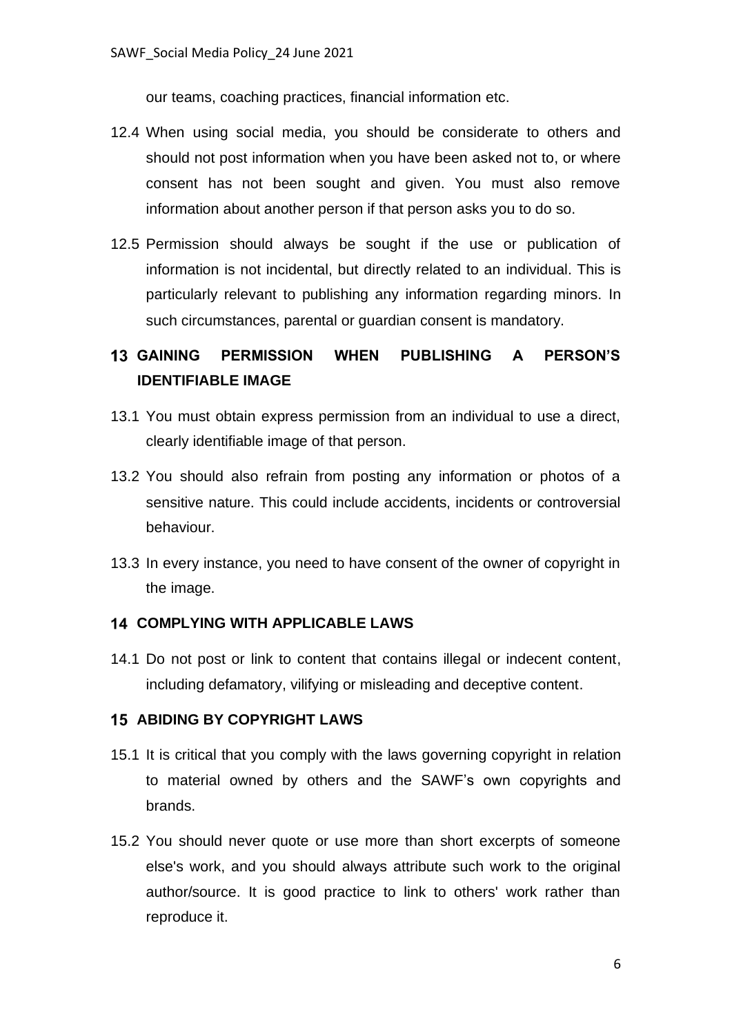our teams, coaching practices, financial information etc.

12.4 When using social media, you should be considerate to others and should not post information when you have been asked not to, or where consent has not been sought and given. You must also remove information about another person if that person asks you to do so.

12.5 Permission should always be sought if the use or publication of information is not incidental, but directly related to an individual. This is particularly relevant to publishing any information regarding minors. In such circumstances, parental or guardian consent is mandatory.

## 13 GAINING PERMISSION WHEN PUBLISHING A PERSON'S IDENTIFIABLE IMAGE

13.1 You must obtain express permission from an individual to use a direct, clearly identifiable image of that person.

13.2 You should also refrain from posting any information or photos of a sensitive nature. This could include accidents, incidents or controversial behaviour.

13.3 In every instance, you need to have consent of the owner of copyright in the image.

## 14 COMPLYING WITH APPLICABLE LAWS

14.1 Do not post or link to content that contains illegal or indecent content, including defamatory, vilifying or misleading and deceptive content.

## 15 ABIDING BY COPYRIGHT LAWS

15.1 It is critical that you comply with the laws governing copyright in relation to material owned by others and the SAWF's own copyrights and brands.

15.2 You should never quote or use more than short excerpts of someone else's work, and you should always attribute such work to the original author/source. It is good practice to link to others' work rather than reproduce it.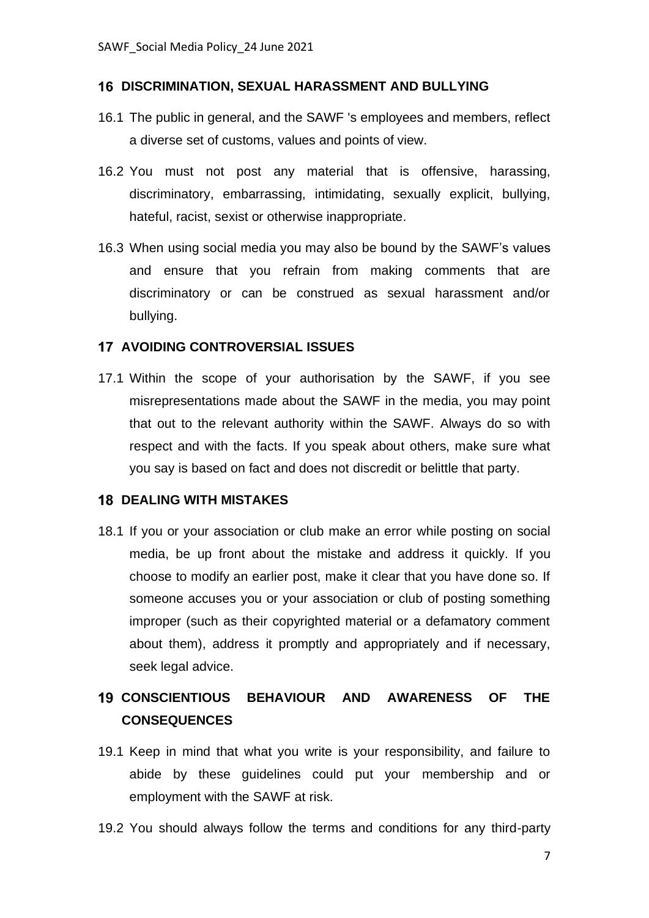## 16 DISCRIMINATION, SEXUAL HARASSMENT AND BULLYING

16.1 The public in general, and the SAWF 's employees and members, reflect a diverse set of customs, values and points of view.

16.2 You must not post any material that is offensive, harassing, discriminatory, embarrassing, intimidating, sexually explicit, bullying, hateful, racist, sexist or otherwise inappropriate.

16.3 When using social media you may also be bound by the SAWF's values and ensure that you refrain from making comments that are discriminatory or can be construed as sexual harassment and/or bullying.

## 17 AVOIDING CONTROVERSIAL ISSUES

17.1 Within the scope of your authorisation by the SAWF, if you see misrepresentations made about the SAWF in the media, you may point that out to the relevant authority within the SAWF. Always do so with respect and with the facts. If you speak about others, make sure what you say is based on fact and does not discredit or belittle that party.

## 18 DEALING WITH MISTAKES

18.1 If you or your association or club make an error while posting on social media, be up front about the mistake and address it quickly. If you choose to modify an earlier post, make it clear that you have done so. If someone accuses you or your association or club of posting something improper (such as their copyrighted material or a defamatory comment about them), address it promptly and appropriately and if necessary, seek legal advice.

## 19 CONSCIENTIOUS BEHAVIOUR AND AWARENESS OF THE CONSEQUENCES

19.1 Keep in mind that what you write is your responsibility, and failure to abide by these guidelines could put your membership and or employment with the SAWF at risk.

19.2 You should always follow the terms and conditions for any third-party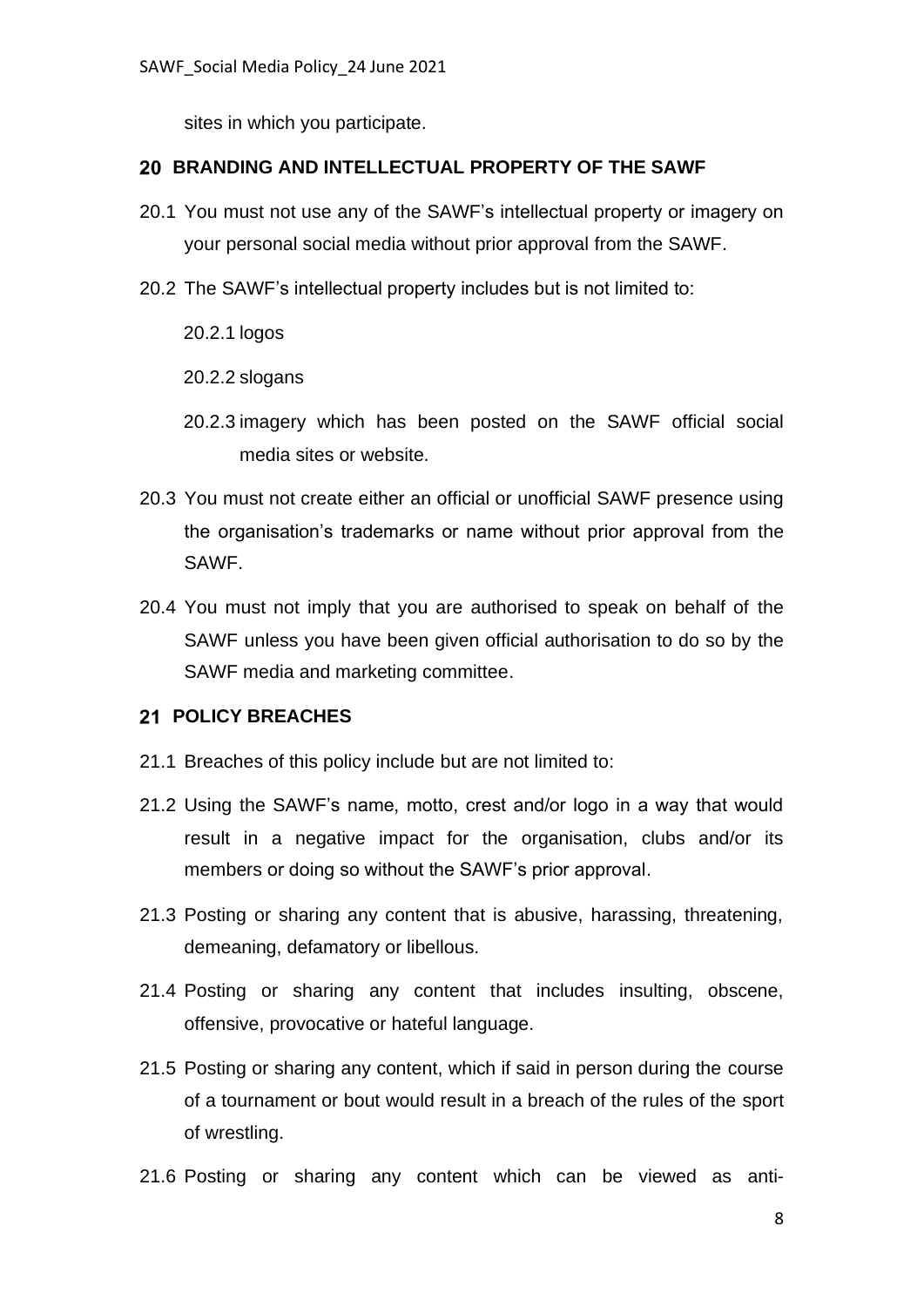sites in which you participate.

## 20 BRANDING AND INTELLECTUAL PROPERTY OF THE SAWF

20.1 You must not use any of the SAWF's intellectual property or imagery on your personal social media without prior approval from the SAWF.

20.2 The SAWF's intellectual property includes but is not limited to:

20.2.1 logos

20.2.2 slogans

20.2.3 imagery which has been posted on the SAWF official social media sites or website.

20.3 You must not create either an official or unofficial SAWF presence using the organisation's trademarks or name without prior approval from the SAWF.

20.4 You must not imply that you are authorised to speak on behalf of the SAWF unless you have been given official authorisation to do so by the SAWF media and marketing committee.

## 21 POLICY BREACHES

21.1 Breaches of this policy include but are not limited to:

21.2 Using the SAWF's name, motto, crest and/or logo in a way that would result in a negative impact for the organisation, clubs and/or its members or doing so without the SAWF's prior approval.

21.3 Posting or sharing any content that is abusive, harassing, threatening, demeaning, defamatory or libellous.

21.4 Posting or sharing any content that includes insulting, obscene, offensive, provocative or hateful language.

21.5 Posting or sharing any content, which if said in person during the course of a tournament or bout would result in a breach of the rules of the sport of wrestling.

21.6 Posting or sharing any content which can be viewed as anti-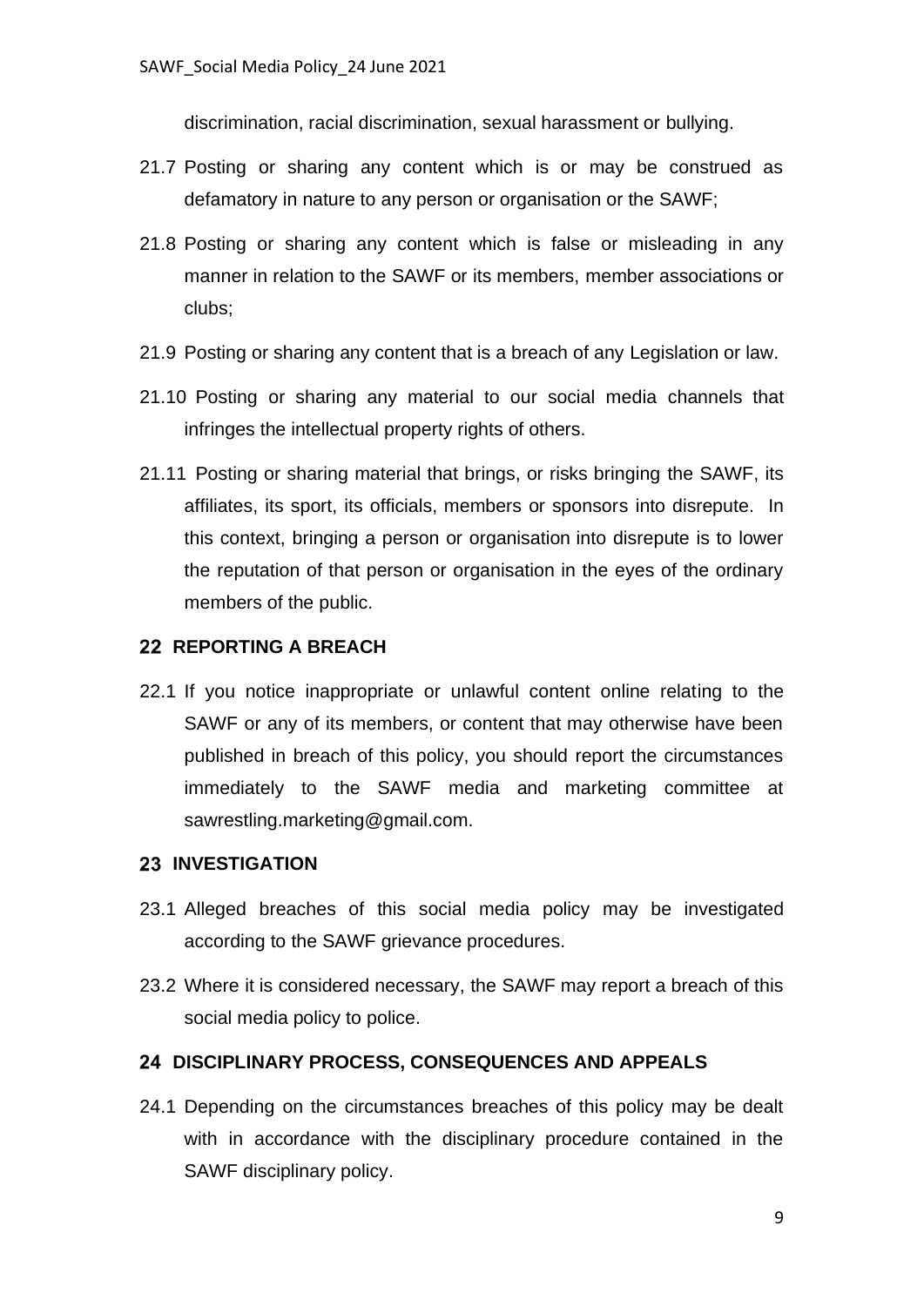discrimination, racial discrimination, sexual harassment or bullying.

21.7 Posting or sharing any content which is or may be construed as defamatory in nature to any person or organisation or the SAWF;

21.8 Posting or sharing any content which is false or misleading in any manner in relation to the SAWF or its members, member associations or clubs;

21.9 Posting or sharing any content that is a breach of any Legislation or law.

21.10 Posting or sharing any material to our social media channels that infringes the intellectual property rights of others.

21.11 Posting or sharing material that brings, or risks bringing the SAWF, its affiliates, its sport, its officials, members or sponsors into disrepute. In this context, bringing a person or organisation into disrepute is to lower the reputation of that person or organisation in the eyes of the ordinary members of the public.

## 22 REPORTING A BREACH

22.1 If you notice inappropriate or unlawful content online relating to the SAWF or any of its members, or content that may otherwise have been published in breach of this policy, you should report the circumstances immediately to the SAWF media and marketing committee at sawrestling.marketing@gmail.com.

## 23 INVESTIGATION

23.1 Alleged breaches of this social media policy may be investigated according to the SAWF grievance procedures.

23.2 Where it is considered necessary, the SAWF may report a breach of this social media policy to police.

## 24 DISCIPLINARY PROCESS, CONSEQUENCES AND APPEALS

24.1 Depending on the circumstances breaches of this policy may be dealt with in accordance with the disciplinary procedure contained in the SAWF disciplinary policy.